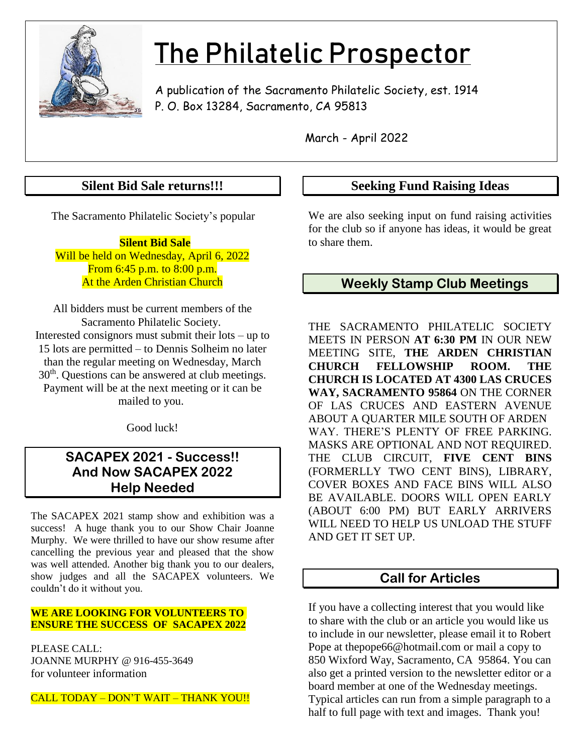# The Philatelic Prospector

A publication of the Sacramento Philatelic Society, est. 1914
P. O. Box 13284, Sacramento, CA 95813

March - April 2022

## Silent Bid Sale returns!!!

The Sacramento Philatelic Society's popular

**Silent Bid Sale**
Will be held on Wednesday, April 6, 2022
From 6:45 p.m. to 8:00 p.m.
At the Arden Christian Church

All bidders must be current members of the Sacramento Philatelic Society. Interested consignors must submit their lots – up to 15 lots are permitted – to Dennis Solheim no later than the regular meeting on Wednesday, March 30th. Questions can be answered at club meetings. Payment will be at the next meeting or it can be mailed to you.

Good luck!

## SACAPEX 2021 - Success!! And Now SACAPEX 2022 Help Needed

The SACAPEX 2021 stamp show and exhibition was a success! A huge thank you to our Show Chair Joanne Murphy. We were thrilled to have our show resume after cancelling the previous year and pleased that the show was well attended. Another big thank you to our dealers, show judges and all the SACAPEX volunteers. We couldn't do it without you.

**WE ARE LOOKING FOR VOLUNTEERS TO ENSURE THE SUCCESS OF SACAPEX 2022**

PLEASE CALL:
JOANNE MURPHY @ 916-455-3649
for volunteer information

CALL TODAY – DON'T WAIT – THANK YOU!!

## Seeking Fund Raising Ideas

We are also seeking input on fund raising activities for the club so if anyone has ideas, it would be great to share them.

## Weekly Stamp Club Meetings

THE SACRAMENTO PHILATELIC SOCIETY MEETS IN PERSON **AT 6:30 PM** IN OUR NEW MEETING SITE, **THE ARDEN CHRISTIAN CHURCH FELLOWSHIP ROOM. THE CHURCH IS LOCATED AT 4300 LAS CRUCES WAY, SACRAMENTO 95864** ON THE CORNER OF LAS CRUCES AND EASTERN AVENUE ABOUT A QUARTER MILE SOUTH OF ARDEN WAY. THERE'S PLENTY OF FREE PARKING. MASKS ARE OPTIONAL AND NOT REQUIRED. THE CLUB CIRCUIT, **FIVE CENT BINS** (FORMERLLY TWO CENT BINS), LIBRARY, COVER BOXES AND FACE BINS WILL ALSO BE AVAILABLE. DOORS WILL OPEN EARLY (ABOUT 6:00 PM) BUT EARLY ARRIVERS WILL NEED TO HELP US UNLOAD THE STUFF AND GET IT SET UP.

## Call for Articles

If you have a collecting interest that you would like to share with the club or an article you would like us to include in our newsletter, please email it to Robert Pope at thepope66@hotmail.com or mail a copy to 850 Wixford Way, Sacramento, CA 95864. You can also get a printed version to the newsletter editor or a board member at one of the Wednesday meetings. Typical articles can run from a simple paragraph to a half to full page with text and images. Thank you!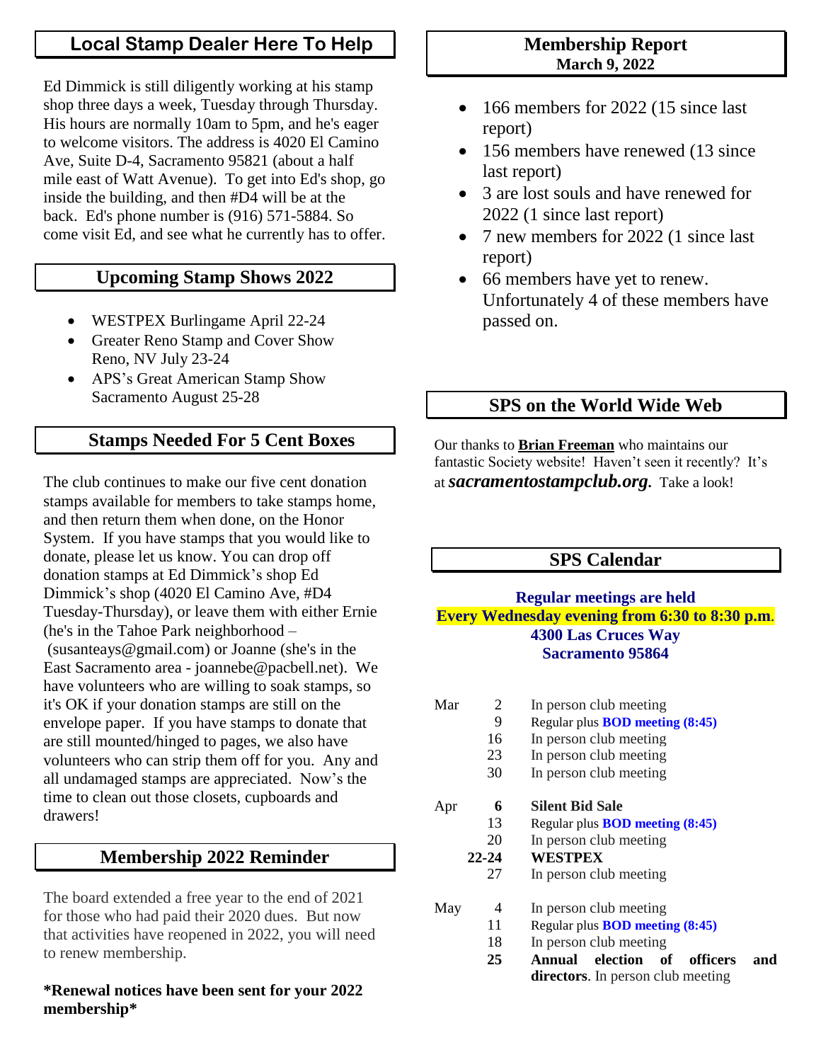## Local Stamp Dealer Here To Help

Ed Dimmick is still diligently working at his stamp shop three days a week, Tuesday through Thursday. His hours are normally 10am to 5pm, and he's eager to welcome visitors. The address is 4020 El Camino Ave, Suite D-4, Sacramento 95821 (about a half mile east of Watt Avenue). To get into Ed's shop, go inside the building, and then #D4 will be at the back. Ed's phone number is (916) 571-5884. So come visit Ed, and see what he currently has to offer.

## Upcoming Stamp Shows 2022

- WESTPEX Burlingame April 22-24
- Greater Reno Stamp and Cover Show Reno, NV July 23-24
- APS's Great American Stamp Show Sacramento August 25-28

## Stamps Needed For 5 Cent Boxes

The club continues to make our five cent donation stamps available for members to take stamps home, and then return them when done, on the Honor System. If you have stamps that you would like to donate, please let us know. You can drop off donation stamps at Ed Dimmick's shop Ed Dimmick's shop (4020 El Camino Ave, #D4 Tuesday-Thursday), or leave them with either Ernie (he's in the Tahoe Park neighborhood – (susanteays@gmail.com) or Joanne (she's in the East Sacramento area - joannebe@pacbell.net). We have volunteers who are willing to soak stamps, so it's OK if your donation stamps are still on the envelope paper. If you have stamps to donate that are still mounted/hinged to pages, we also have volunteers who can strip them off for you. Any and all undamaged stamps are appreciated. Now's the time to clean out those closets, cupboards and drawers!

## Membership 2022 Reminder

The board extended a free year to the end of 2021 for those who had paid their 2020 dues. But now that activities have reopened in 2022, you will need to renew membership.

**\*Renewal notices have been sent for your 2022 membership\***

## Membership Report
**March 9, 2022**

- 166 members for 2022 (15 since last report)
- 156 members have renewed (13 since last report)
- 3 are lost souls and have renewed for 2022 (1 since last report)
- 7 new members for 2022 (1 since last report)
- 66 members have yet to renew. Unfortunately 4 of these members have passed on.

## SPS on the World Wide Web

Our thanks to **Brian Freeman** who maintains our fantastic Society website! Haven't seen it recently? It's at ***sacramentostampclub.org***. Take a look!

## SPS Calendar

**Regular meetings are held**
**Every Wednesday evening from 6:30 to 8:30 p.m.**
**4300 Las Cruces Way**
**Sacramento 95864**

| | | |
|---|---|---|
| Mar | 2 | In person club meeting |
| | 9 | Regular plus **BOD meeting (8:45)** |
| | 16 | In person club meeting |
| | 23 | In person club meeting |
| | 30 | In person club meeting |
| Apr | **6** | **Silent Bid Sale** |
| | 13 | Regular plus **BOD meeting (8:45)** |
| | 20 | In person club meeting |
| | **22-24** | **WESTPEX** |
| | 27 | In person club meeting |
| May | 4 | In person club meeting |
| | 11 | Regular plus **BOD meeting (8:45)** |
| | 18 | In person club meeting |
| | **25** | **Annual election of officers and directors**. In person club meeting |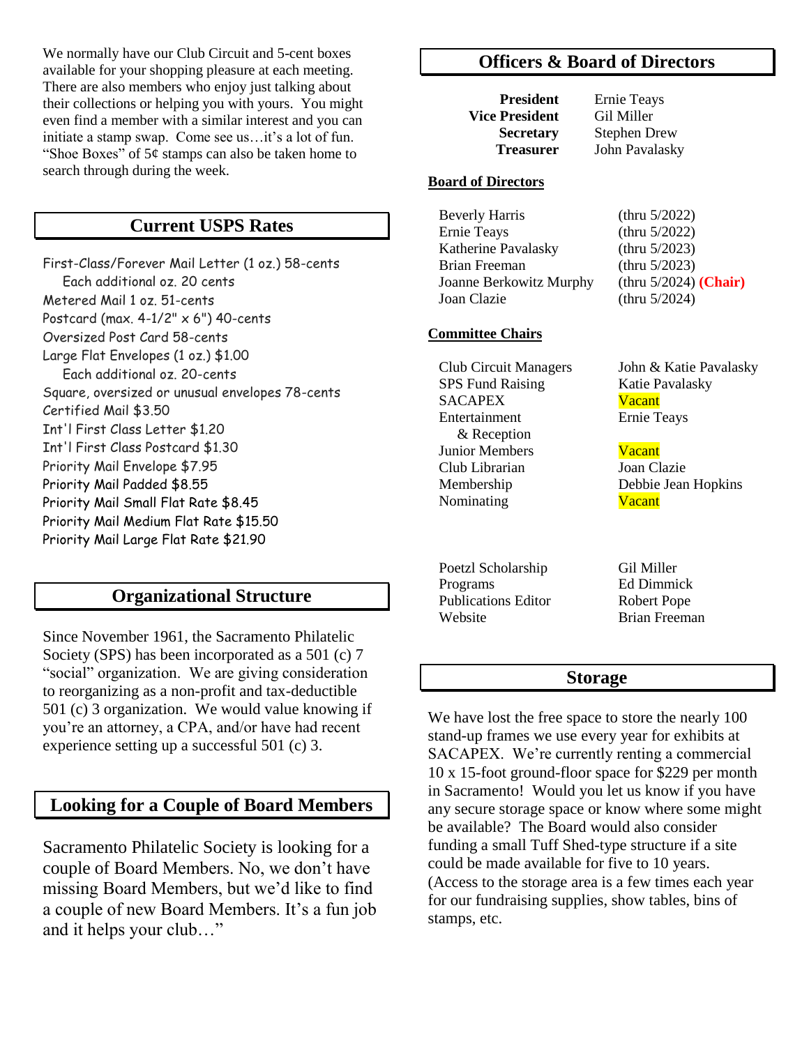We normally have our Club Circuit and 5-cent boxes available for your shopping pleasure at each meeting. There are also members who enjoy just talking about their collections or helping you with yours. You might even find a member with a similar interest and you can initiate a stamp swap. Come see us…it's a lot of fun. "Shoe Boxes" of 5¢ stamps can also be taken home to search through during the week.

## Current USPS Rates

First-Class/Forever Mail Letter (1 oz.) 58-cents
  Each additional oz. 20 cents
Metered Mail 1 oz. 51-cents
Postcard (max. 4-1/2" x 6") 40-cents
Oversized Post Card 58-cents
Large Flat Envelopes (1 oz.) $1.00
  Each additional oz. 20-cents
Square, oversized or unusual envelopes 78-cents
Certified Mail $3.50
Int'l First Class Letter $1.20
Int'l First Class Postcard $1.30
Priority Mail Envelope $7.95
Priority Mail Padded $8.55
Priority Mail Small Flat Rate $8.45
Priority Mail Medium Flat Rate $15.50
Priority Mail Large Flat Rate $21.90

## Organizational Structure

Since November 1961, the Sacramento Philatelic Society (SPS) has been incorporated as a 501 (c) 7 "social" organization. We are giving consideration to reorganizing as a non-profit and tax-deductible 501 (c) 3 organization. We would value knowing if you're an attorney, a CPA, and/or have had recent experience setting up a successful 501 (c) 3.

## Looking for a Couple of Board Members

Sacramento Philatelic Society is looking for a couple of Board Members. No, we don't have missing Board Members, but we'd like to find a couple of new Board Members. It's a fun job and it helps your club…"

## Officers & Board of Directors

| | |
|---|---|
| **President** | Ernie Teays |
| **Vice President** | Gil Miller |
| **Secretary** | Stephen Drew |
| **Treasurer** | John Pavalasky |

**Board of Directors**

| | |
|---|---|
| Beverly Harris | (thru 5/2022) |
| Ernie Teays | (thru 5/2022) |
| Katherine Pavalasky | (thru 5/2023) |
| Brian Freeman | (thru 5/2023) |
| Joanne Berkowitz Murphy | (thru 5/2024) **(Chair)** |
| Joan Clazie | (thru 5/2024) |

**Committee Chairs**

| | |
|---|---|
| Club Circuit Managers | John & Katie Pavalasky |
| SPS Fund Raising | Katie Pavalasky |
| SACAPEX | Vacant |
| Entertainment & Reception | Ernie Teays |
| Junior Members | Vacant |
| Club Librarian | Joan Clazie |
| Membership | Debbie Jean Hopkins |
| Nominating | Vacant |
| Poetzl Scholarship | Gil Miller |
| Programs | Ed Dimmick |
| Publications Editor | Robert Pope |
| Website | Brian Freeman |

## Storage

We have lost the free space to store the nearly 100 stand-up frames we use every year for exhibits at SACAPEX. We're currently renting a commercial 10 x 15-foot ground-floor space for $229 per month in Sacramento! Would you let us know if you have any secure storage space or know where some might be available? The Board would also consider funding a small Tuff Shed-type structure if a site could be made available for five to 10 years. (Access to the storage area is a few times each year for our fundraising supplies, show tables, bins of stamps, etc.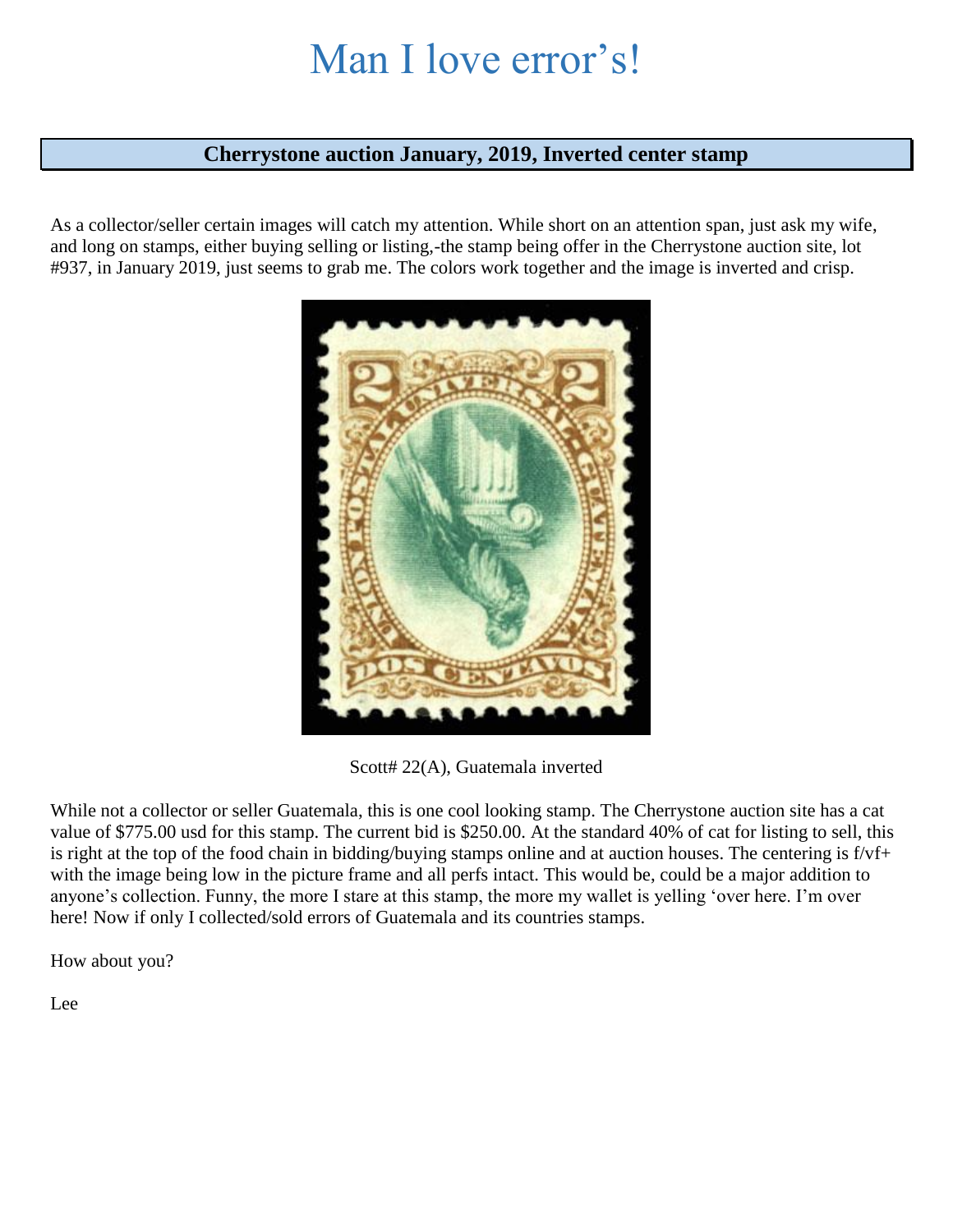# Man I love error's!

## Cherrystone auction January, 2019, Inverted center stamp

As a collector/seller certain images will catch my attention. While short on an attention span, just ask my wife, and long on stamps, either buying selling or listing,-the stamp being offer in the Cherrystone auction site, lot #937, in January 2019, just seems to grab me. The colors work together and the image is inverted and crisp.

Scott# 22(A), Guatemala inverted

While not a collector or seller Guatemala, this is one cool looking stamp. The Cherrystone auction site has a cat value of $775.00 usd for this stamp. The current bid is $250.00. At the standard 40% of cat for listing to sell, this is right at the top of the food chain in bidding/buying stamps online and at auction houses. The centering is f/vf+ with the image being low in the picture frame and all perfs intact. This would be, could be a major addition to anyone's collection. Funny, the more I stare at this stamp, the more my wallet is yelling 'over here. I'm over here! Now if only I collected/sold errors of Guatemala and its countries stamps.

How about you?

Lee